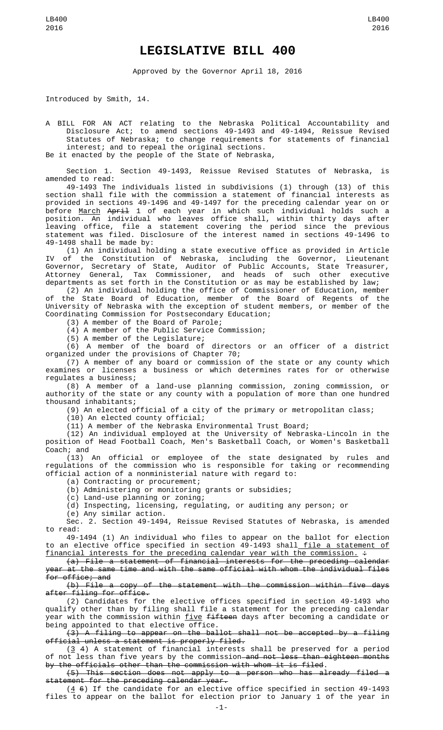# LEGISLATIVE BILL 400

Approved by the Governor April 18, 2016

Introduced by Smith, 14.

A BILL FOR AN ACT relating to the Nebraska Political Accountability and Disclosure Act; to amend sections 49-1493 and 49-1494, Reissue Revised Statutes of Nebraska; to change requirements for statements of financial interest; and to repeal the original sections.

Be it enacted by the people of the State of Nebraska,

Section 1. Section 49-1493, Reissue Revised Statutes of Nebraska, is amended to read:

49-1493 The individuals listed in subdivisions (1) through (13) of this section shall file with the commission a statement of financial interests as provided in sections 49-1496 and 49-1497 for the preceding calendar year on or before March ~~April~~ 1 of each year in which such individual holds such a position. An individual who leaves office shall, within thirty days after leaving office, file a statement covering the period since the previous statement was filed. Disclosure of the interest named in sections 49-1496 to 49-1498 shall be made by:

(1) An individual holding a state executive office as provided in Article IV of the Constitution of Nebraska, including the Governor, Lieutenant Governor, Secretary of State, Auditor of Public Accounts, State Treasurer, Attorney General, Tax Commissioner, and heads of such other executive departments as set forth in the Constitution or as may be established by law;

(2) An individual holding the office of Commissioner of Education, member of the State Board of Education, member of the Board of Regents of the University of Nebraska with the exception of student members, or member of the Coordinating Commission for Postsecondary Education;

(3) A member of the Board of Parole;

(4) A member of the Public Service Commission;

(5) A member of the Legislature;

(6) A member of the board of directors or an officer of a district organized under the provisions of Chapter 70;

(7) A member of any board or commission of the state or any county which examines or licenses a business or which determines rates for or otherwise regulates a business;

(8) A member of a land-use planning commission, zoning commission, or authority of the state or any county with a population of more than one hundred thousand inhabitants;

(9) An elected official of a city of the primary or metropolitan class;

(10) An elected county official;

(11) A member of the Nebraska Environmental Trust Board;

(12) An individual employed at the University of Nebraska-Lincoln in the position of Head Football Coach, Men's Basketball Coach, or Women's Basketball Coach; and

(13) An official or employee of the state designated by rules and regulations of the commission who is responsible for taking or recommending official action of a nonministerial nature with regard to:

(a) Contracting or procurement;

(b) Administering or monitoring grants or subsidies;

(c) Land-use planning or zoning;

(d) Inspecting, licensing, regulating, or auditing any person; or

(e) Any similar action.

Sec. 2. Section 49-1494, Reissue Revised Statutes of Nebraska, is amended to read:

49-1494 (1) An individual who files to appear on the ballot for election to an elective office specified in section 49-1493 shall file a statement of financial interests for the preceding calendar year with the commission. ~~:~~

~~(a) File a statement of financial interests for the preceding calendar year at the same time and with the same official with whom the individual files for office; and~~

~~(b) File a copy of the statement with the commission within five days after filing for office.~~

(2) Candidates for the elective offices specified in section 49-1493 who qualify other than by filing shall file a statement for the preceding calendar year with the commission within five ~~fifteen~~ days after becoming a candidate or being appointed to that elective office.

~~(3) A filing to appear on the ballot shall not be accepted by a filing official unless a statement is properly filed.~~

(3 ~~4~~) A statement of financial interests shall be preserved for a period of not less than five years by the commission ~~and not less than eighteen months by the officials other than the commission with whom it is filed~~.

~~(5) This section does not apply to a person who has already filed a statement for the preceding calendar year.~~

(4 ~~6~~) If the candidate for an elective office specified in section 49-1493 files to appear on the ballot for election prior to January 1 of the year in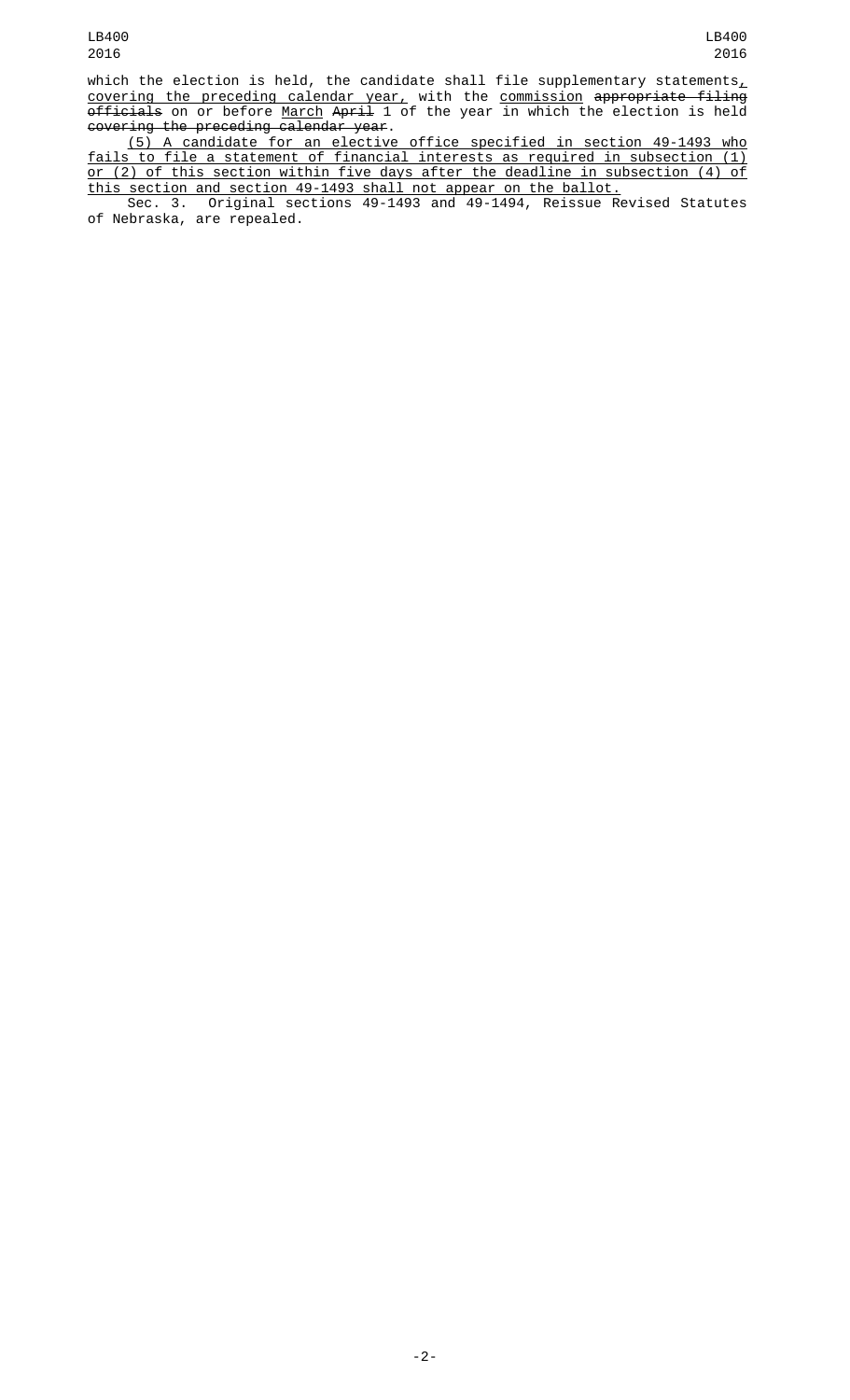which the election is held, the candidate shall file supplementary statements, covering the preceding calendar year, with the commission ~~appropriate filing officials~~ on or before March ~~April~~ 1 of the year in which the election is held ~~covering the preceding calendar year~~.

(5) A candidate for an elective office specified in section 49-1493 who fails to file a statement of financial interests as required in subsection (1) or (2) of this section within five days after the deadline in subsection (4) of this section and section 49-1493 shall not appear on the ballot.

Sec. 3. Original sections 49-1493 and 49-1494, Reissue Revised Statutes of Nebraska, are repealed.